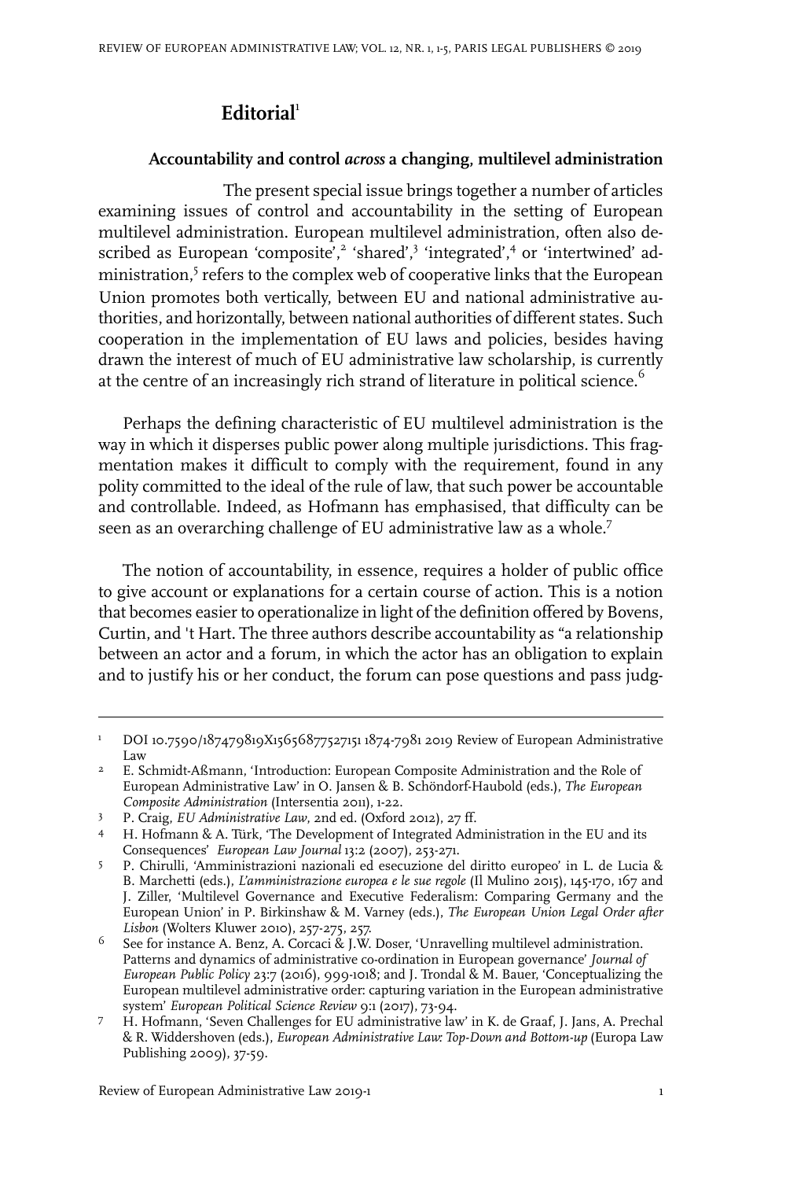# Editorial[1]

## Accountability and control *across* a changing, multilevel administration

The present special issue brings together a number of articles examining issues of control and accountability in the setting of European multilevel administration. European multilevel administration, often also described as European 'composite',[2] 'shared',[3] 'integrated',[4] or 'intertwined' administration,[5] refers to the complex web of cooperative links that the European Union promotes both vertically, between EU and national administrative authorities, and horizontally, between national authorities of different states. Such cooperation in the implementation of EU laws and policies, besides having drawn the interest of much of EU administrative law scholarship, is currently at the centre of an increasingly rich strand of literature in political science.[6]

Perhaps the defining characteristic of EU multilevel administration is the way in which it disperses public power along multiple jurisdictions. This fragmentation makes it difficult to comply with the requirement, found in any polity committed to the ideal of the rule of law, that such power be accountable and controllable. Indeed, as Hofmann has emphasised, that difficulty can be seen as an overarching challenge of EU administrative law as a whole.[7]

The notion of accountability, in essence, requires a holder of public office to give account or explanations for a certain course of action. This is a notion that becomes easier to operationalize in light of the definition offered by Bovens, Curtin, and 't Hart. The three authors describe accountability as "a relationship between an actor and a forum, in which the actor has an obligation to explain and to justify his or her conduct, the forum can pose questions and pass judg-

---

1 DOI 10.7590/187479819X15656877527151 1874-7981 2019 Review of European Administrative Law

2 E. Schmidt-Aßmann, 'Introduction: European Composite Administration and the Role of European Administrative Law' in O. Jansen & B. Schöndorf-Haubold (eds.), *The European Composite Administration* (Intersentia 2011), 1-22.

3 P. Craig, *EU Administrative Law*, 2nd ed. (Oxford 2012), 27 ff.

4 H. Hofmann & A. Türk, 'The Development of Integrated Administration in the EU and its Consequences' *European Law Journal* 13:2 (2007), 253-271.

5 P. Chirulli, 'Amministrazioni nazionali ed esecuzione del diritto europeo' in L. de Lucia & B. Marchetti (eds.), *L'amministrazione europea e le sue regole* (Il Mulino 2015), 145-170, 167 and J. Ziller, 'Multilevel Governance and Executive Federalism: Comparing Germany and the European Union' in P. Birkinshaw & M. Varney (eds.), *The European Union Legal Order after Lisbon* (Wolters Kluwer 2010), 257-275, 257.

6 See for instance A. Benz, A. Corcaci & J.W. Doser, 'Unravelling multilevel administration. Patterns and dynamics of administrative co-ordination in European governance' *Journal of European Public Policy* 23:7 (2016), 999-1018; and J. Trondal & M. Bauer, 'Conceptualizing the European multilevel administrative order: capturing variation in the European administrative system' *European Political Science Review* 9:1 (2017), 73-94.

7 H. Hofmann, 'Seven Challenges for EU administrative law' in K. de Graaf, J. Jans, A. Prechal & R. Widdershoven (eds.), *European Administrative Law: Top-Down and Bottom-up* (Europa Law Publishing 2009), 37-59.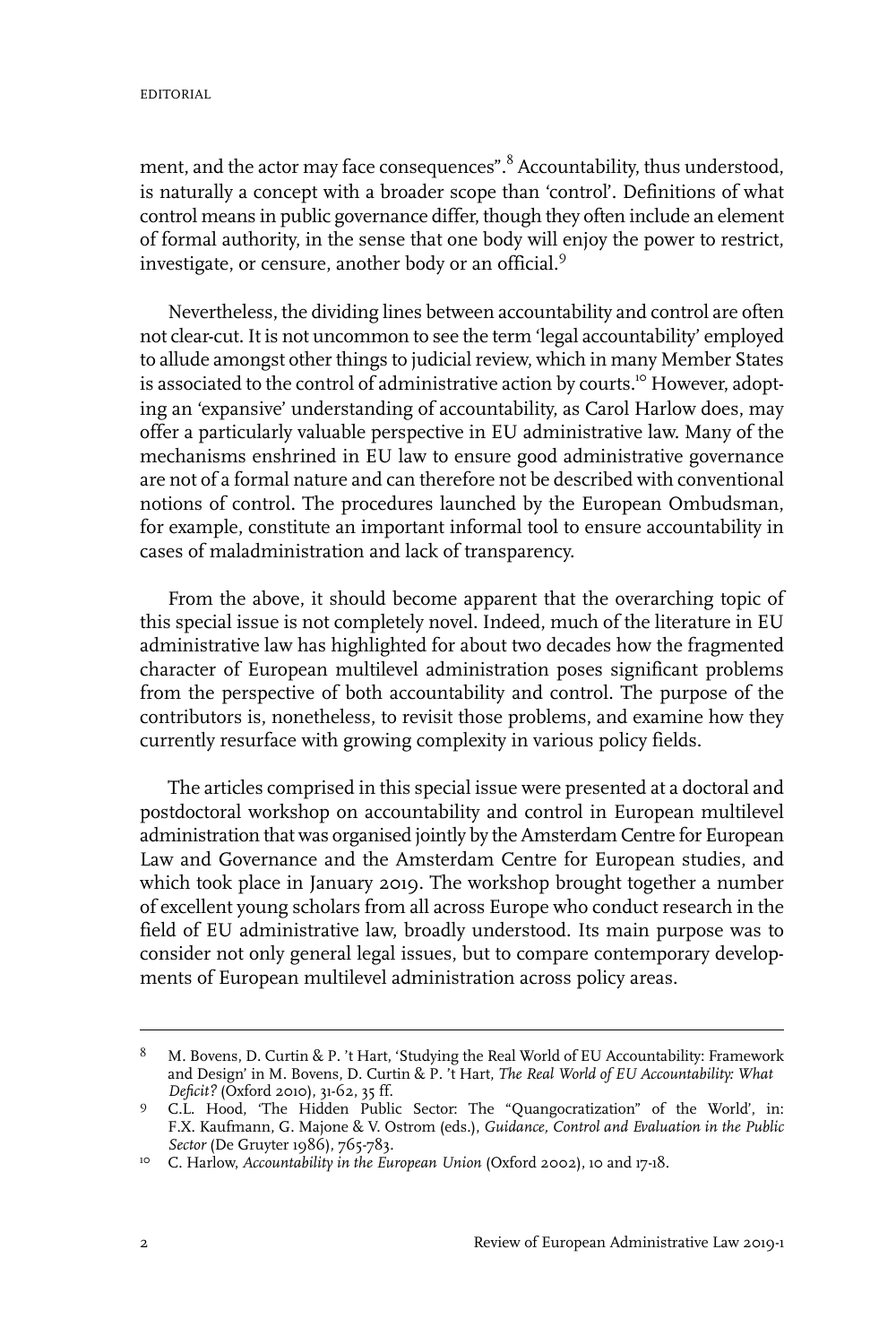ment, and the actor may face consequences".[8] Accountability, thus understood, is naturally a concept with a broader scope than 'control'. Definitions of what control means in public governance differ, though they often include an element of formal authority, in the sense that one body will enjoy the power to restrict, investigate, or censure, another body or an official.[9]

Nevertheless, the dividing lines between accountability and control are often not clear-cut. It is not uncommon to see the term 'legal accountability' employed to allude amongst other things to judicial review, which in many Member States is associated to the control of administrative action by courts.[10] However, adopting an 'expansive' understanding of accountability, as Carol Harlow does, may offer a particularly valuable perspective in EU administrative law. Many of the mechanisms enshrined in EU law to ensure good administrative governance are not of a formal nature and can therefore not be described with conventional notions of control. The procedures launched by the European Ombudsman, for example, constitute an important informal tool to ensure accountability in cases of maladministration and lack of transparency.

From the above, it should become apparent that the overarching topic of this special issue is not completely novel. Indeed, much of the literature in EU administrative law has highlighted for about two decades how the fragmented character of European multilevel administration poses significant problems from the perspective of both accountability and control. The purpose of the contributors is, nonetheless, to revisit those problems, and examine how they currently resurface with growing complexity in various policy fields.

The articles comprised in this special issue were presented at a doctoral and postdoctoral workshop on accountability and control in European multilevel administration that was organised jointly by the Amsterdam Centre for European Law and Governance and the Amsterdam Centre for European studies, and which took place in January 2019. The workshop brought together a number of excellent young scholars from all across Europe who conduct research in the field of EU administrative law, broadly understood. Its main purpose was to consider not only general legal issues, but to compare contemporary developments of European multilevel administration across policy areas.

---

8 M. Bovens, D. Curtin & P. 't Hart, 'Studying the Real World of EU Accountability: Framework and Design' in M. Bovens, D. Curtin & P. 't Hart, *The Real World of EU Accountability: What Deficit?* (Oxford 2010), 31-62, 35 ff.

9 C.L. Hood, 'The Hidden Public Sector: The "Quangocratization" of the World', in: F.X. Kaufmann, G. Majone & V. Ostrom (eds.), *Guidance, Control and Evaluation in the Public Sector* (De Gruyter 1986), 765-783.

10 C. Harlow, *Accountability in the European Union* (Oxford 2002), 10 and 17-18.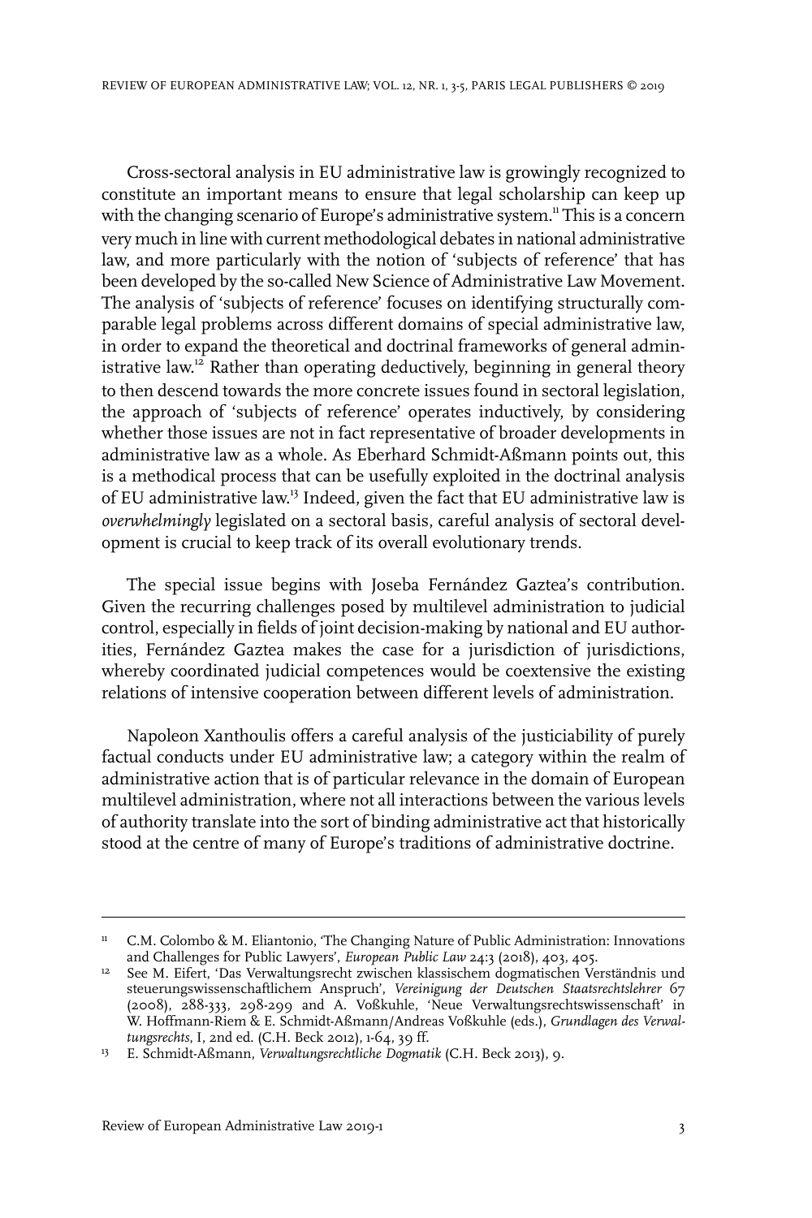Cross-sectoral analysis in EU administrative law is growingly recognized to constitute an important means to ensure that legal scholarship can keep up with the changing scenario of Europe's administrative system.[11] This is a concern very much in line with current methodological debates in national administrative law, and more particularly with the notion of 'subjects of reference' that has been developed by the so-called New Science of Administrative Law Movement. The analysis of 'subjects of reference' focuses on identifying structurally comparable legal problems across different domains of special administrative law, in order to expand the theoretical and doctrinal frameworks of general administrative law.[12] Rather than operating deductively, beginning in general theory to then descend towards the more concrete issues found in sectoral legislation, the approach of 'subjects of reference' operates inductively, by considering whether those issues are not in fact representative of broader developments in administrative law as a whole. As Eberhard Schmidt-Aßmann points out, this is a methodical process that can be usefully exploited in the doctrinal analysis of EU administrative law.[13] Indeed, given the fact that EU administrative law is *overwhelmingly* legislated on a sectoral basis, careful analysis of sectoral development is crucial to keep track of its overall evolutionary trends.

The special issue begins with Joseba Fernández Gaztea's contribution. Given the recurring challenges posed by multilevel administration to judicial control, especially in fields of joint decision-making by national and EU authorities, Fernández Gaztea makes the case for a jurisdiction of jurisdictions, whereby coordinated judicial competences would be coextensive the existing relations of intensive cooperation between different levels of administration.

Napoleon Xanthoulis offers a careful analysis of the justiciability of purely factual conducts under EU administrative law; a category within the realm of administrative action that is of particular relevance in the domain of European multilevel administration, where not all interactions between the various levels of authority translate into the sort of binding administrative act that historically stood at the centre of many of Europe's traditions of administrative doctrine.

---

[11] C.M. Colombo & M. Eliantonio, 'The Changing Nature of Public Administration: Innovations and Challenges for Public Lawyers', *European Public Law* 24:3 (2018), 403, 405.

[12] See M. Eifert, 'Das Verwaltungsrecht zwischen klassischem dogmatischen Verständnis und steuerungswissenschaftlichem Anspruch', *Vereinigung der Deutschen Staatsrechtslehrer* 67 (2008), 288-333, 298-299 and A. Voßkuhle, 'Neue Verwaltungsrechtswissenschaft' in W. Hoffmann-Riem & E. Schmidt-Aßmann/Andreas Voßkuhle (eds.), *Grundlagen des Verwaltungsrechts*, I, 2nd ed. (C.H. Beck 2012), 1-64, 39 ff.

[13] E. Schmidt-Aßmann, *Verwaltungsrechtliche Dogmatik* (C.H. Beck 2013), 9.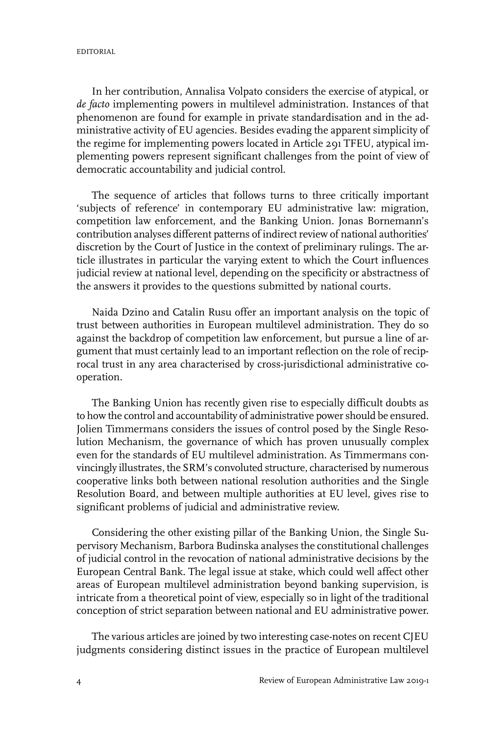In her contribution, Annalisa Volpato considers the exercise of atypical, or *de facto* implementing powers in multilevel administration. Instances of that phenomenon are found for example in private standardisation and in the administrative activity of EU agencies. Besides evading the apparent simplicity of the regime for implementing powers located in Article 291 TFEU, atypical implementing powers represent significant challenges from the point of view of democratic accountability and judicial control.

The sequence of articles that follows turns to three critically important 'subjects of reference' in contemporary EU administrative law: migration, competition law enforcement, and the Banking Union. Jonas Bornemann's contribution analyses different patterns of indirect review of national authorities' discretion by the Court of Justice in the context of preliminary rulings. The article illustrates in particular the varying extent to which the Court influences judicial review at national level, depending on the specificity or abstractness of the answers it provides to the questions submitted by national courts.

Naida Dzino and Catalin Rusu offer an important analysis on the topic of trust between authorities in European multilevel administration. They do so against the backdrop of competition law enforcement, but pursue a line of argument that must certainly lead to an important reflection on the role of reciprocal trust in any area characterised by cross-jurisdictional administrative cooperation.

The Banking Union has recently given rise to especially difficult doubts as to how the control and accountability of administrative power should be ensured. Jolien Timmermans considers the issues of control posed by the Single Resolution Mechanism, the governance of which has proven unusually complex even for the standards of EU multilevel administration. As Timmermans convincingly illustrates, the SRM's convoluted structure, characterised by numerous cooperative links both between national resolution authorities and the Single Resolution Board, and between multiple authorities at EU level, gives rise to significant problems of judicial and administrative review.

Considering the other existing pillar of the Banking Union, the Single Supervisory Mechanism, Barbora Budinska analyses the constitutional challenges of judicial control in the revocation of national administrative decisions by the European Central Bank. The legal issue at stake, which could well affect other areas of European multilevel administration beyond banking supervision, is intricate from a theoretical point of view, especially so in light of the traditional conception of strict separation between national and EU administrative power.

The various articles are joined by two interesting case-notes on recent CJEU judgments considering distinct issues in the practice of European multilevel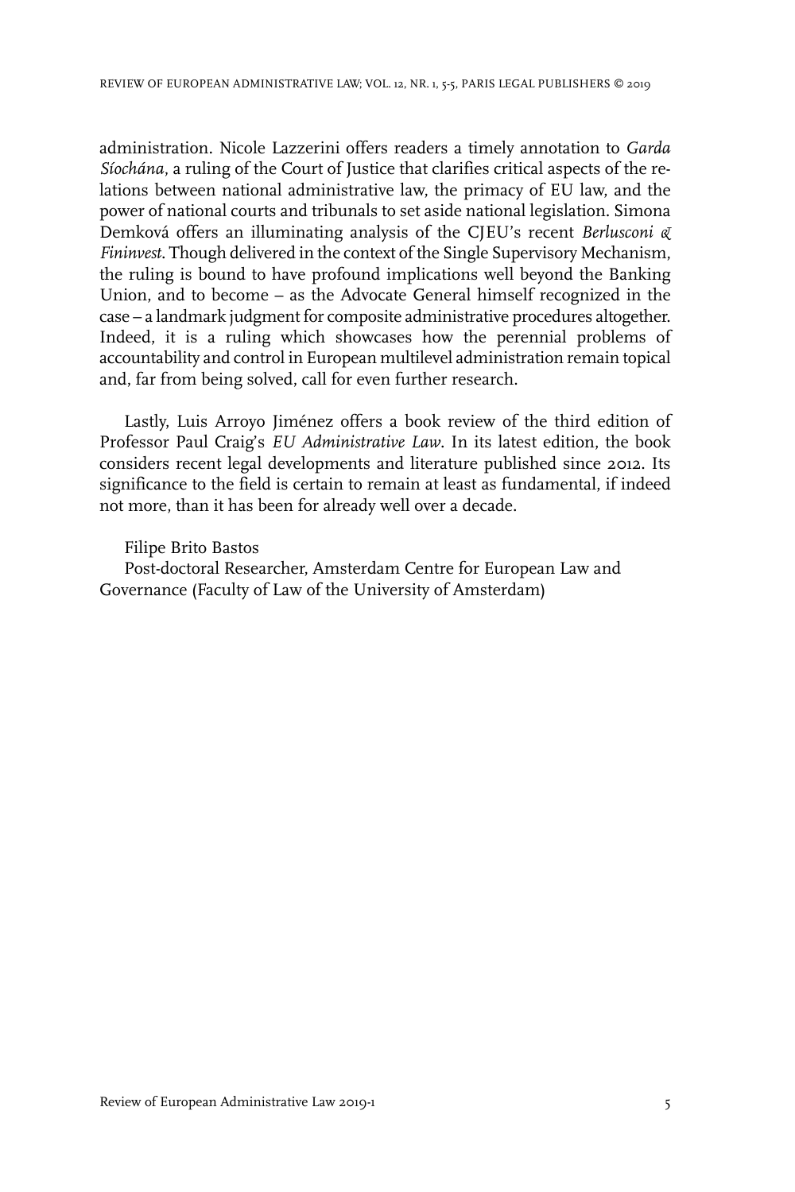administration. Nicole Lazzerini offers readers a timely annotation to *Garda Síochána*, a ruling of the Court of Justice that clarifies critical aspects of the relations between national administrative law, the primacy of EU law, and the power of national courts and tribunals to set aside national legislation. Simona Demková offers an illuminating analysis of the CJEU's recent *Berlusconi & Fininvest*. Though delivered in the context of the Single Supervisory Mechanism, the ruling is bound to have profound implications well beyond the Banking Union, and to become – as the Advocate General himself recognized in the case – a landmark judgment for composite administrative procedures altogether. Indeed, it is a ruling which showcases how the perennial problems of accountability and control in European multilevel administration remain topical and, far from being solved, call for even further research.

Lastly, Luis Arroyo Jiménez offers a book review of the third edition of Professor Paul Craig's *EU Administrative Law*. In its latest edition, the book considers recent legal developments and literature published since 2012. Its significance to the field is certain to remain at least as fundamental, if indeed not more, than it has been for already well over a decade.

Filipe Brito Bastos
Post-doctoral Researcher, Amsterdam Centre for European Law and Governance (Faculty of Law of the University of Amsterdam)